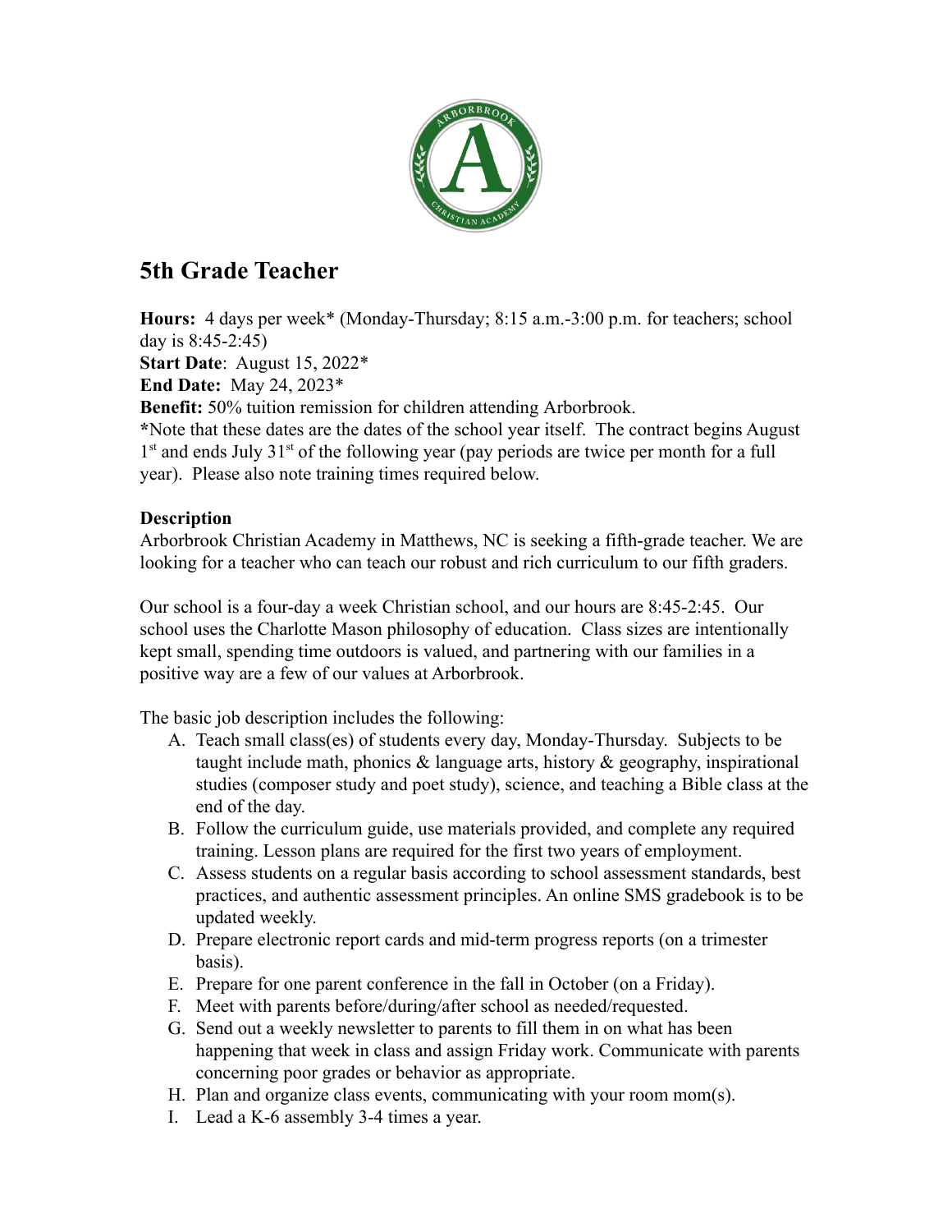# 5th Grade Teacher

**Hours:** 4 days per week* (Monday-Thursday; 8:15 a.m.-3:00 p.m. for teachers; school day is 8:45-2:45)
**Start Date**: August 15, 2022*
**End Date:** May 24, 2023*
**Benefit:** 50% tuition remission for children attending Arborbrook.
***Note that these dates are the dates of the school year itself. The contract begins August 1st and ends July 31st of the following year (pay periods are twice per month for a full year). Please also note training times required below.

**Description**

Arborbrook Christian Academy in Matthews, NC is seeking a fifth-grade teacher. We are looking for a teacher who can teach our robust and rich curriculum to our fifth graders.

Our school is a four-day a week Christian school, and our hours are 8:45-2:45. Our school uses the Charlotte Mason philosophy of education. Class sizes are intentionally kept small, spending time outdoors is valued, and partnering with our families in a positive way are a few of our values at Arborbrook.

The basic job description includes the following:

A. Teach small class(es) of students every day, Monday-Thursday. Subjects to be taught include math, phonics & language arts, history & geography, inspirational studies (composer study and poet study), science, and teaching a Bible class at the end of the day.
B. Follow the curriculum guide, use materials provided, and complete any required training. Lesson plans are required for the first two years of employment.
C. Assess students on a regular basis according to school assessment standards, best practices, and authentic assessment principles. An online SMS gradebook is to be updated weekly.
D. Prepare electronic report cards and mid-term progress reports (on a trimester basis).
E. Prepare for one parent conference in the fall in October (on a Friday).
F. Meet with parents before/during/after school as needed/requested.
G. Send out a weekly newsletter to parents to fill them in on what has been happening that week in class and assign Friday work. Communicate with parents concerning poor grades or behavior as appropriate.
H. Plan and organize class events, communicating with your room mom(s).
I. Lead a K-6 assembly 3-4 times a year.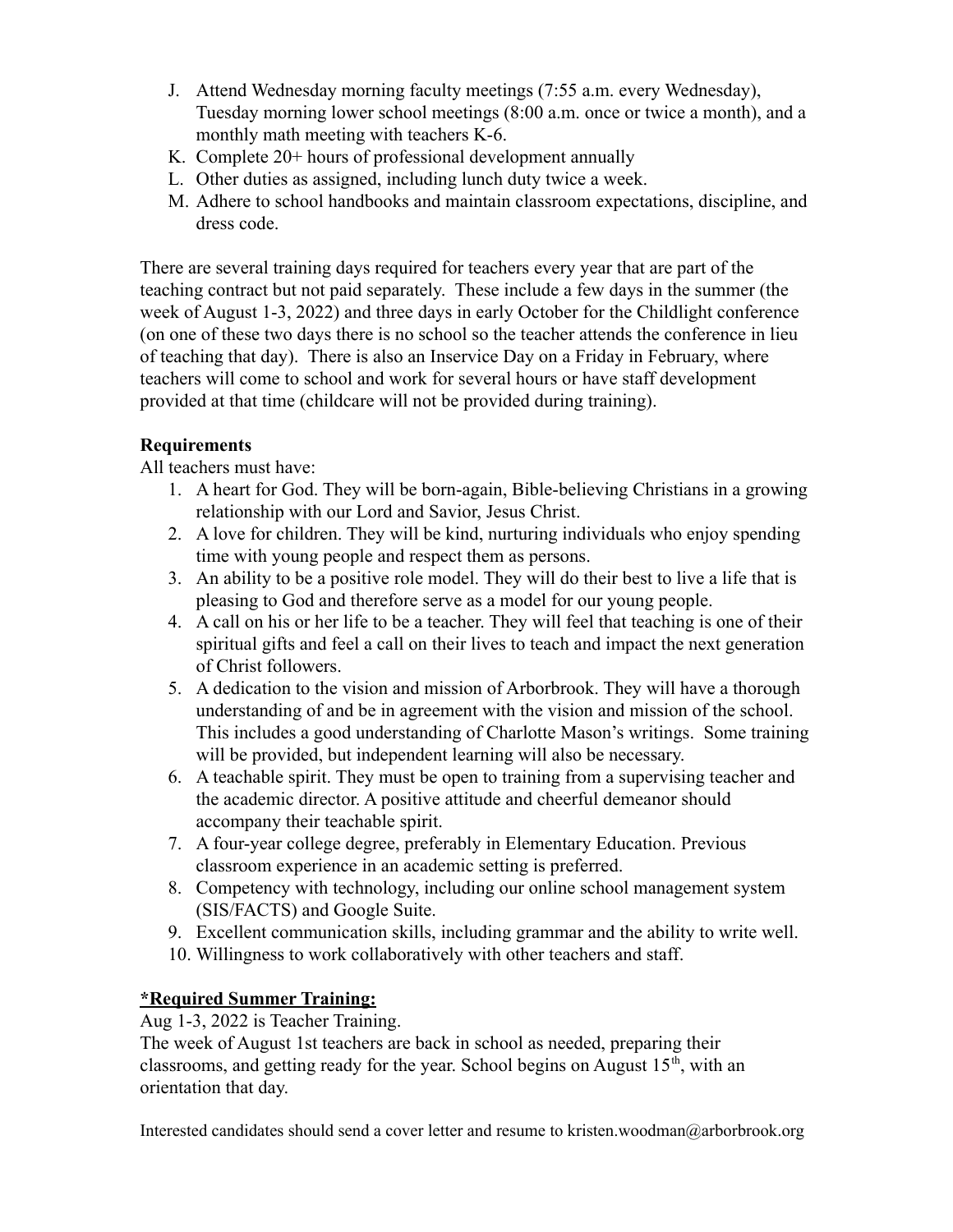J. Attend Wednesday morning faculty meetings (7:55 a.m. every Wednesday), Tuesday morning lower school meetings (8:00 a.m. once or twice a month), and a monthly math meeting with teachers K-6.
K. Complete 20+ hours of professional development annually
L. Other duties as assigned, including lunch duty twice a week.
M. Adhere to school handbooks and maintain classroom expectations, discipline, and dress code.

There are several training days required for teachers every year that are part of the teaching contract but not paid separately. These include a few days in the summer (the week of August 1-3, 2022) and three days in early October for the Childlight conference (on one of these two days there is no school so the teacher attends the conference in lieu of teaching that day). There is also an Inservice Day on a Friday in February, where teachers will come to school and work for several hours or have staff development provided at that time (childcare will not be provided during training).

**Requirements**

All teachers must have:

1. A heart for God. They will be born-again, Bible-believing Christians in a growing relationship with our Lord and Savior, Jesus Christ.
2. A love for children. They will be kind, nurturing individuals who enjoy spending time with young people and respect them as persons.
3. An ability to be a positive role model. They will do their best to live a life that is pleasing to God and therefore serve as a model for our young people.
4. A call on his or her life to be a teacher. They will feel that teaching is one of their spiritual gifts and feel a call on their lives to teach and impact the next generation of Christ followers.
5. A dedication to the vision and mission of Arborbrook. They will have a thorough understanding of and be in agreement with the vision and mission of the school. This includes a good understanding of Charlotte Mason's writings. Some training will be provided, but independent learning will also be necessary.
6. A teachable spirit. They must be open to training from a supervising teacher and the academic director. A positive attitude and cheerful demeanor should accompany their teachable spirit.
7. A four-year college degree, preferably in Elementary Education. Previous classroom experience in an academic setting is preferred.
8. Competency with technology, including our online school management system (SIS/FACTS) and Google Suite.
9. Excellent communication skills, including grammar and the ability to write well.
10. Willingness to work collaboratively with other teachers and staff.

**\*Required Summer Training:**

Aug 1-3, 2022 is Teacher Training.

The week of August 1st teachers are back in school as needed, preparing their classrooms, and getting ready for the year. School begins on August 15th, with an orientation that day.

Interested candidates should send a cover letter and resume to kristen.woodman@arborbrook.org